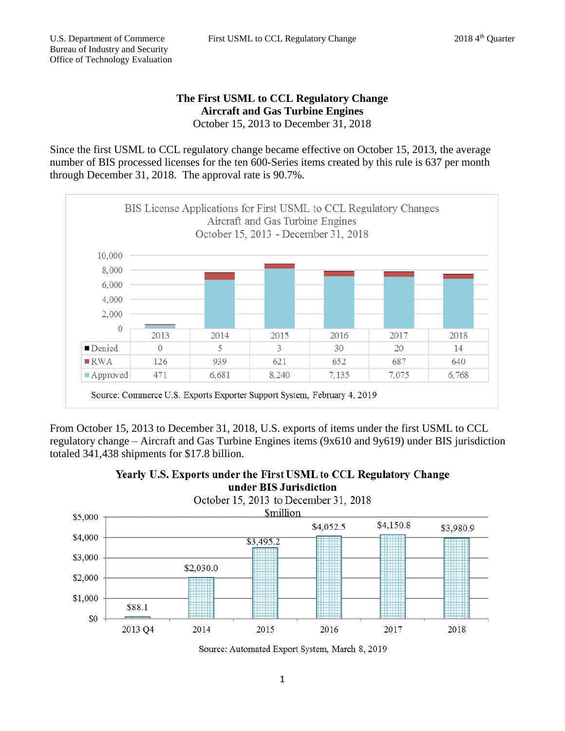**The First USML to CCL Regulatory Change**
**Aircraft and Gas Turbine Engines**
October 15, 2013 to December 31, 2018

Since the first USML to CCL regulatory change became effective on October 15, 2013, the average number of BIS processed licenses for the ten 600-Series items created by this rule is 637 per month through December 31, 2018. The approval rate is 90.7%.

BIS License Applications for First USML to CCL Regulatory Changes
Aircraft and Gas Turbine Engines
October 15, 2013 - December 31, 2018

| | 2013 | 2014 | 2015 | 2016 | 2017 | 2018 |
|---|---|---|---|---|---|---|
| Denied | 0 | 5 | 3 | 30 | 20 | 14 |
| RWA | 126 | 939 | 621 | 652 | 687 | 640 |
| Approved | 471 | 6,681 | 8,240 | 7,135 | 7,075 | 6,768 |

Source: Commerce U.S. Exports Exporter Support System, February 4, 2019

From October 15, 2013 to December 31, 2018, U.S. exports of items under the first USML to CCL regulatory change – Aircraft and Gas Turbine Engines items (9x610 and 9y619) under BIS jurisdiction totaled 341,438 shipments for $17.8 billion.

**Yearly U.S. Exports under the First USML to CCL Regulatory Change under BIS Jurisdiction**
October 15, 2013 to December 31, 2018
$million

| 2013 Q4 | 2014 | 2015 | 2016 | 2017 | 2018 |
|---|---|---|---|---|---|
| $88.1 | $2,030.0 | $3,495.2 | $4,052.5 | $4,150.8 | $3,980.9 |

Source: Automated Export System, March 8, 2019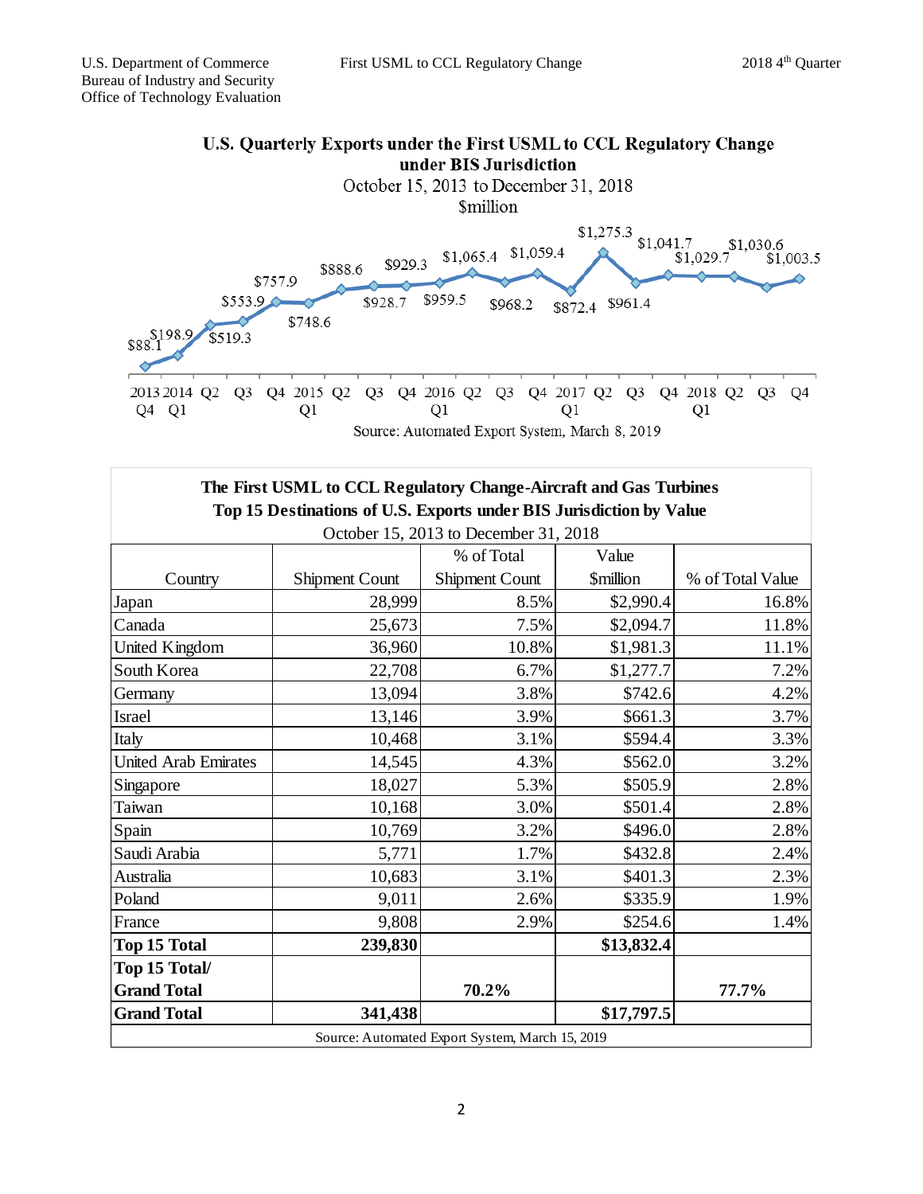## U.S. Quarterly Exports under the First USML to CCL Regulatory Change under BIS Jurisdiction

October 15, 2013 to December 31, 2018

$million

Source: Automated Export System, March 8, 2019

## The First USML to CCL Regulatory Change-Aircraft and Gas Turbines
### Top 15 Destinations of U.S. Exports under BIS Jurisdiction by Value

October 15, 2013 to December 31, 2018

| Country | Shipment Count | % of Total Shipment Count | Value $million | % of Total Value |
|---|---|---|---|---|
| Japan | 28,999 | 8.5% | $2,990.4 | 16.8% |
| Canada | 25,673 | 7.5% | $2,094.7 | 11.8% |
| United Kingdom | 36,960 | 10.8% | $1,981.3 | 11.1% |
| South Korea | 22,708 | 6.7% | $1,277.7 | 7.2% |
| Germany | 13,094 | 3.8% | $742.6 | 4.2% |
| Israel | 13,146 | 3.9% | $661.3 | 3.7% |
| Italy | 10,468 | 3.1% | $594.4 | 3.3% |
| United Arab Emirates | 14,545 | 4.3% | $562.0 | 3.2% |
| Singapore | 18,027 | 5.3% | $505.9 | 2.8% |
| Taiwan | 10,168 | 3.0% | $501.4 | 2.8% |
| Spain | 10,769 | 3.2% | $496.0 | 2.8% |
| Saudi Arabia | 5,771 | 1.7% | $432.8 | 2.4% |
| Australia | 10,683 | 3.1% | $401.3 | 2.3% |
| Poland | 9,011 | 2.6% | $335.9 | 1.9% |
| France | 9,808 | 2.9% | $254.6 | 1.4% |
| **Top 15 Total** | **239,830** | | **$13,832.4** | |
| **Top 15 Total/ Grand Total** | | **70.2%** | | **77.7%** |
| **Grand Total** | **341,438** | | **$17,797.5** | |

Source: Automated Export System, March 15, 2019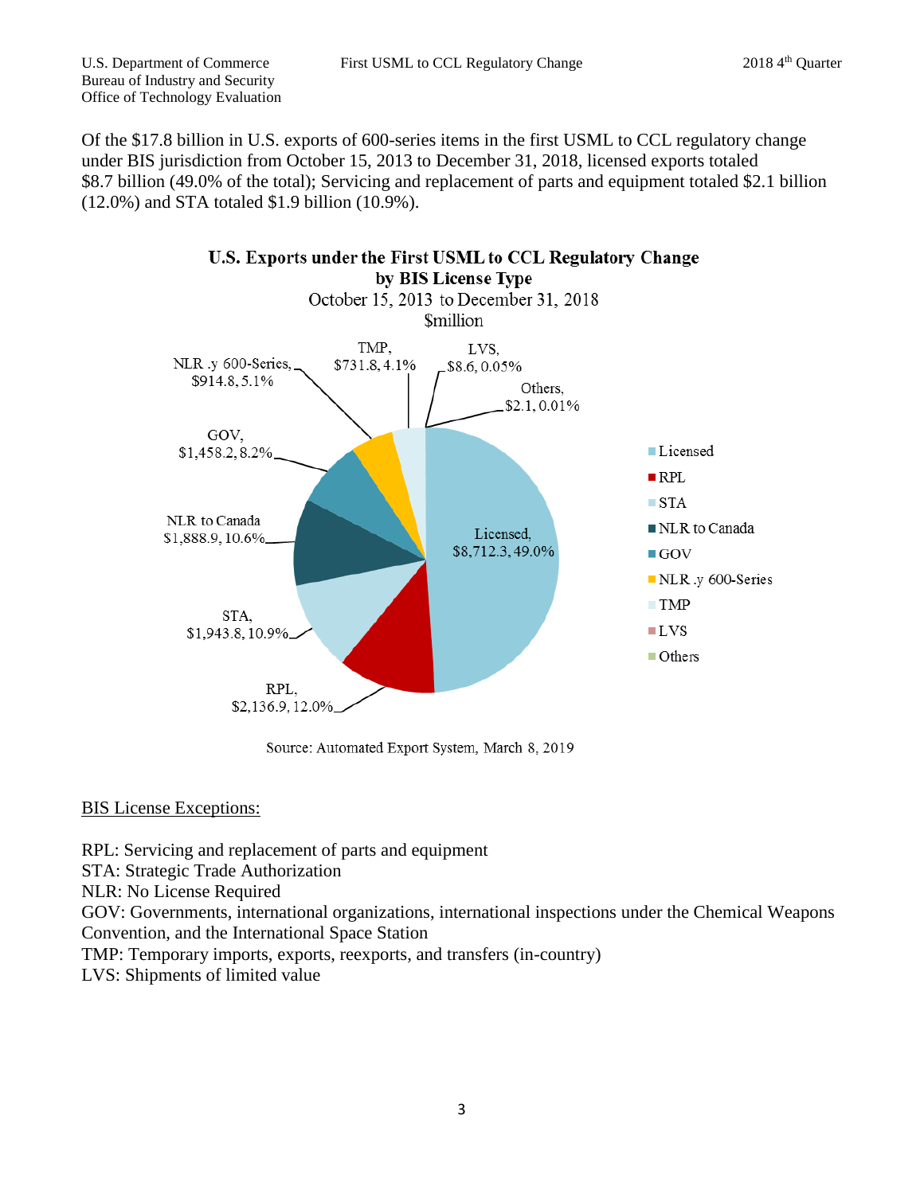Of the $17.8 billion in U.S. exports of 600-series items in the first USML to CCL regulatory change under BIS jurisdiction from October 15, 2013 to December 31, 2018, licensed exports totaled $8.7 billion (49.0% of the total); Servicing and replacement of parts and equipment totaled $2.1 billion (12.0%) and STA totaled $1.9 billion (10.9%).

**U.S. Exports under the First USML to CCL Regulatory Change by BIS License Type**

October 15, 2013 to December 31, 2018

$million

Licensed, $8,712.3, 49.0%

RPL, $2,136.9, 12.0%

STA, $1,943.8, 10.9%

NLR to Canada $1,888.9, 10.6%

GOV, $1,458.2, 8.2%

NLR .y 600-Series, $914.8, 5.1%

TMP, $731.8, 4.1%

LVS, $8.6, 0.05%

Others, $2.1, 0.01%

Licensed
RPL
STA
NLR to Canada
GOV
NLR .y 600-Series
TMP
LVS
Others

Source: Automated Export System, March 8, 2019

BIS License Exceptions:

RPL: Servicing and replacement of parts and equipment
STA: Strategic Trade Authorization
NLR: No License Required
GOV: Governments, international organizations, international inspections under the Chemical Weapons Convention, and the International Space Station
TMP: Temporary imports, exports, reexports, and transfers (in-country)
LVS: Shipments of limited value